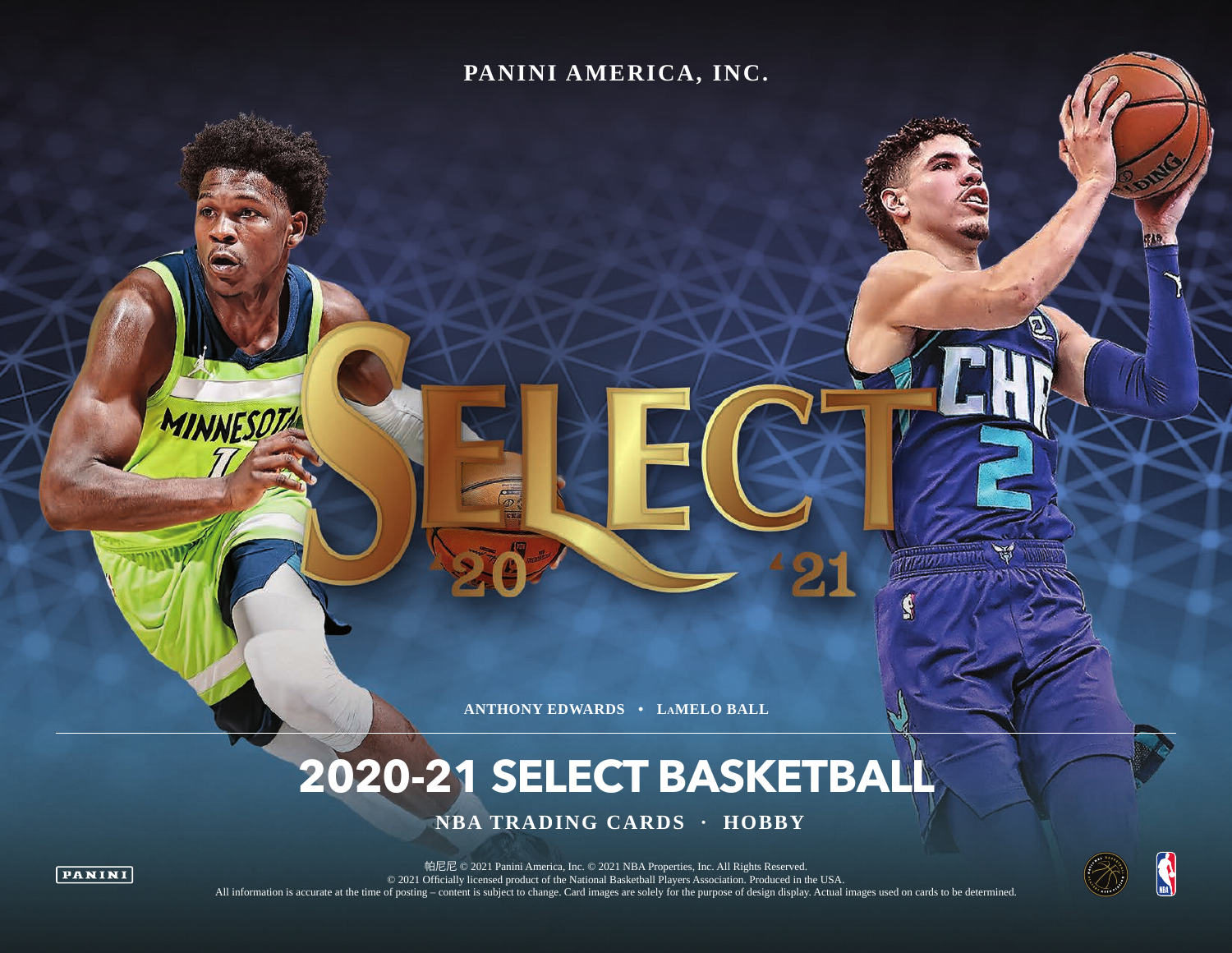PANINI AMERICA, INC.

ANTHONY EDWARDS • LaMELO BALL

# 2020-21 SELECT BASKETBALL

**NBA TRADING CARDS · HOBBY**

帕尼尼 © 2021 Panini America, Inc. © 2021 NBA Properties, Inc. All Rights Reserved.
© 2021 Officially licensed product of the National Basketball Players Association. Produced in the USA.
All information is accurate at the time of posting – content is subject to change. Card images are solely for the purpose of design display. Actual images used on cards to be determined.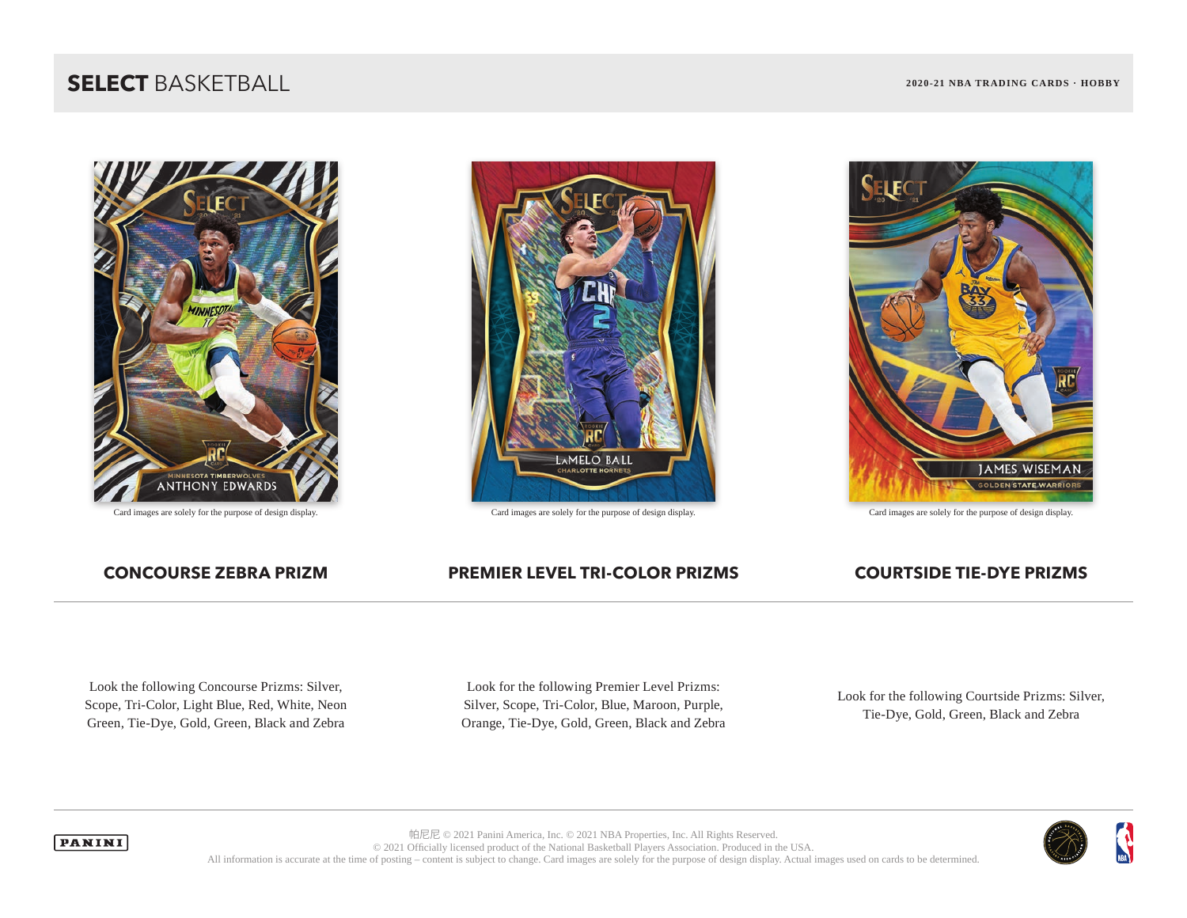# SELECT BASKETBALL

2020-21 NBA TRADING CARDS · HOBBY

Card images are solely for the purpose of design display.

Card images are solely for the purpose of design display.

Card images are solely for the purpose of design display.

### CONCOURSE ZEBRA PRIZM

Look the following Concourse Prizms: Silver, Scope, Tri-Color, Light Blue, Red, White, Neon Green, Tie-Dye, Gold, Green, Black and Zebra

### PREMIER LEVEL TRI-COLOR PRIZMS

Look for the following Premier Level Prizms: Silver, Scope, Tri-Color, Blue, Maroon, Purple, Orange, Tie-Dye, Gold, Green, Black and Zebra

### COURTSIDE TIE-DYE PRIZMS

Look for the following Courtside Prizms: Silver, Tie-Dye, Gold, Green, Black and Zebra

---

帕尼尼 © 2021 Panini America, Inc. © 2021 NBA Properties, Inc. All Rights Reserved.
© 2021 Officially licensed product of the National Basketball Players Association. Produced in the USA.
All information is accurate at the time of posting – content is subject to change. Card images are solely for the purpose of design display. Actual images used on cards to be determined.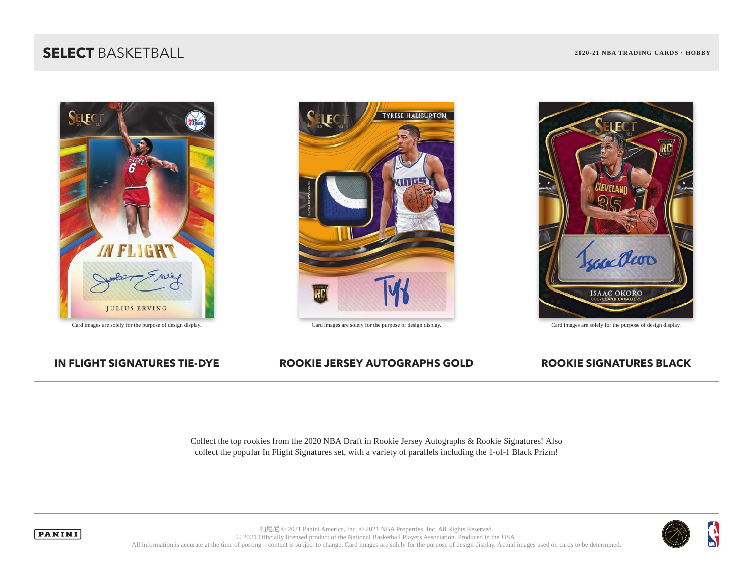# SELECT BASKETBALL

2020-21 NBA TRADING CARDS · HOBBY

Card images are solely for the purpose of design display.

Card images are solely for the purpose of design display.

Card images are solely for the purpose of design display.

**IN FLIGHT SIGNATURES TIE-DYE**

**ROOKIE JERSEY AUTOGRAPHS GOLD**

**ROOKIE SIGNATURES BLACK**

Collect the top rookies from the 2020 NBA Draft in Rookie Jersey Autographs & Rookie Signatures! Also collect the popular In Flight Signatures set, with a variety of parallels including the 1-of-1 Black Prizm!

帕尼尼 © 2021 Panini America, Inc. © 2021 NBA Properties, Inc. All Rights Reserved.
© 2021 Officially licensed product of the National Basketball Players Association. Produced in the USA.
All information is accurate at the time of posting – content is subject to change. Card images are solely for the purpose of design display. Actual images used on cards to be determined.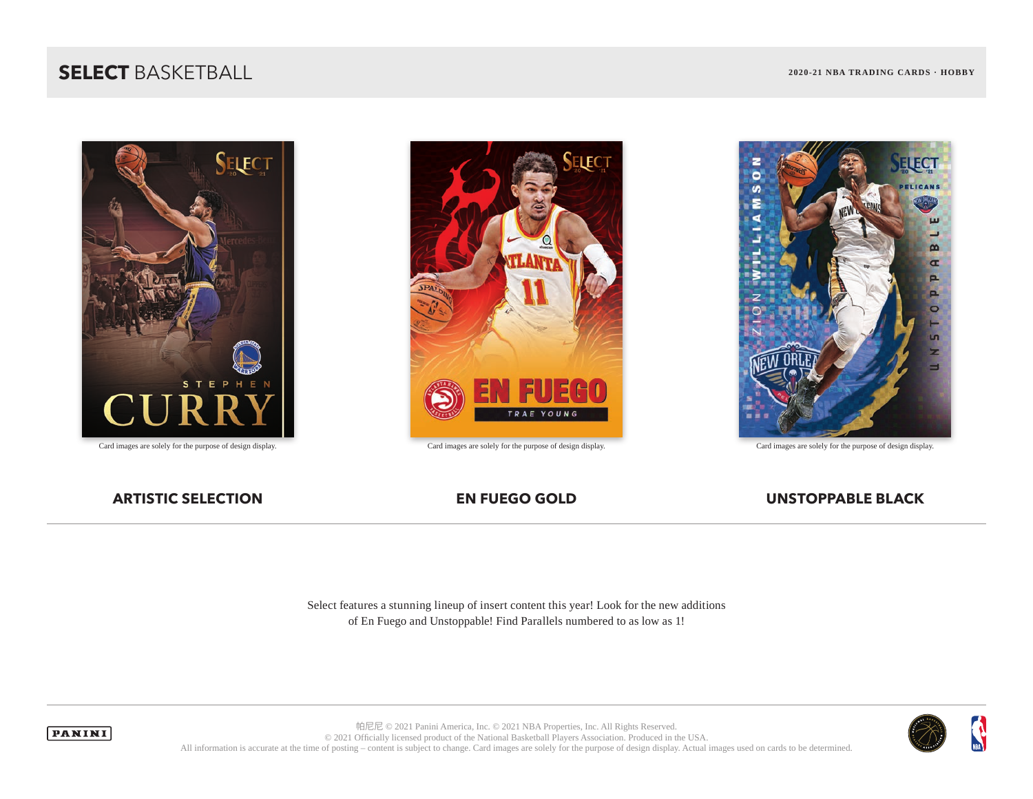Card images are solely for the purpose of design display.

**ARTISTIC SELECTION**

Card images are solely for the purpose of design display.

**EN FUEGO GOLD**

Card images are solely for the purpose of design display.

**UNSTOPPABLE BLACK**

Select features a stunning lineup of insert content this year! Look for the new additions of En Fuego and Unstoppable! Find Parallels numbered to as low as 1!

帕尼尼 © 2021 Panini America, Inc. © 2021 NBA Properties, Inc. All Rights Reserved.
© 2021 Officially licensed product of the National Basketball Players Association. Produced in the USA.
All information is accurate at the time of posting – content is subject to change. Card images are solely for the purpose of design display. Actual images used on cards to be determined.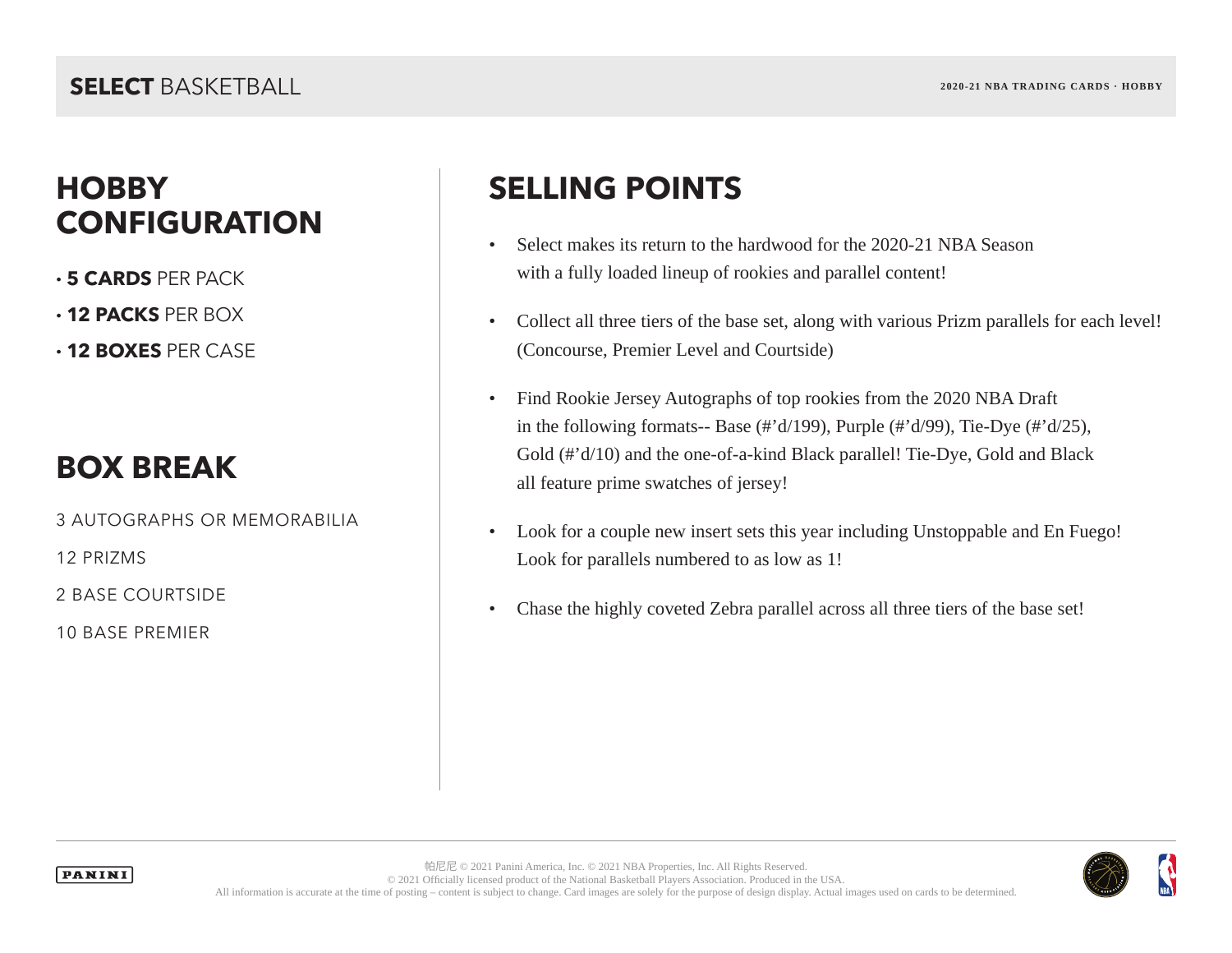**SELECT** BASKETBALL

2020-21 NBA TRADING CARDS · HOBBY

## HOBBY CONFIGURATION

- **5 CARDS** PER PACK
- **12 PACKS** PER BOX
- **12 BOXES** PER CASE

## BOX BREAK

3 AUTOGRAPHS OR MEMORABILIA

12 PRIZMS

2 BASE COURTSIDE

10 BASE PREMIER

## SELLING POINTS

- Select makes its return to the hardwood for the 2020-21 NBA Season with a fully loaded lineup of rookies and parallel content!
- Collect all three tiers of the base set, along with various Prizm parallels for each level! (Concourse, Premier Level and Courtside)
- Find Rookie Jersey Autographs of top rookies from the 2020 NBA Draft in the following formats-- Base (#'d/199), Purple (#'d/99), Tie-Dye (#'d/25), Gold (#'d/10) and the one-of-a-kind Black parallel! Tie-Dye, Gold and Black all feature prime swatches of jersey!
- Look for a couple new insert sets this year including Unstoppable and En Fuego! Look for parallels numbered to as low as 1!
- Chase the highly coveted Zebra parallel across all three tiers of the base set!

PANINI

帕尼尼 © 2021 Panini America, Inc. © 2021 NBA Properties, Inc. All Rights Reserved.
© 2021 Officially licensed product of the National Basketball Players Association. Produced in the USA.
All information is accurate at the time of posting – content is subject to change. Card images are solely for the purpose of design display. Actual images used on cards to be determined.